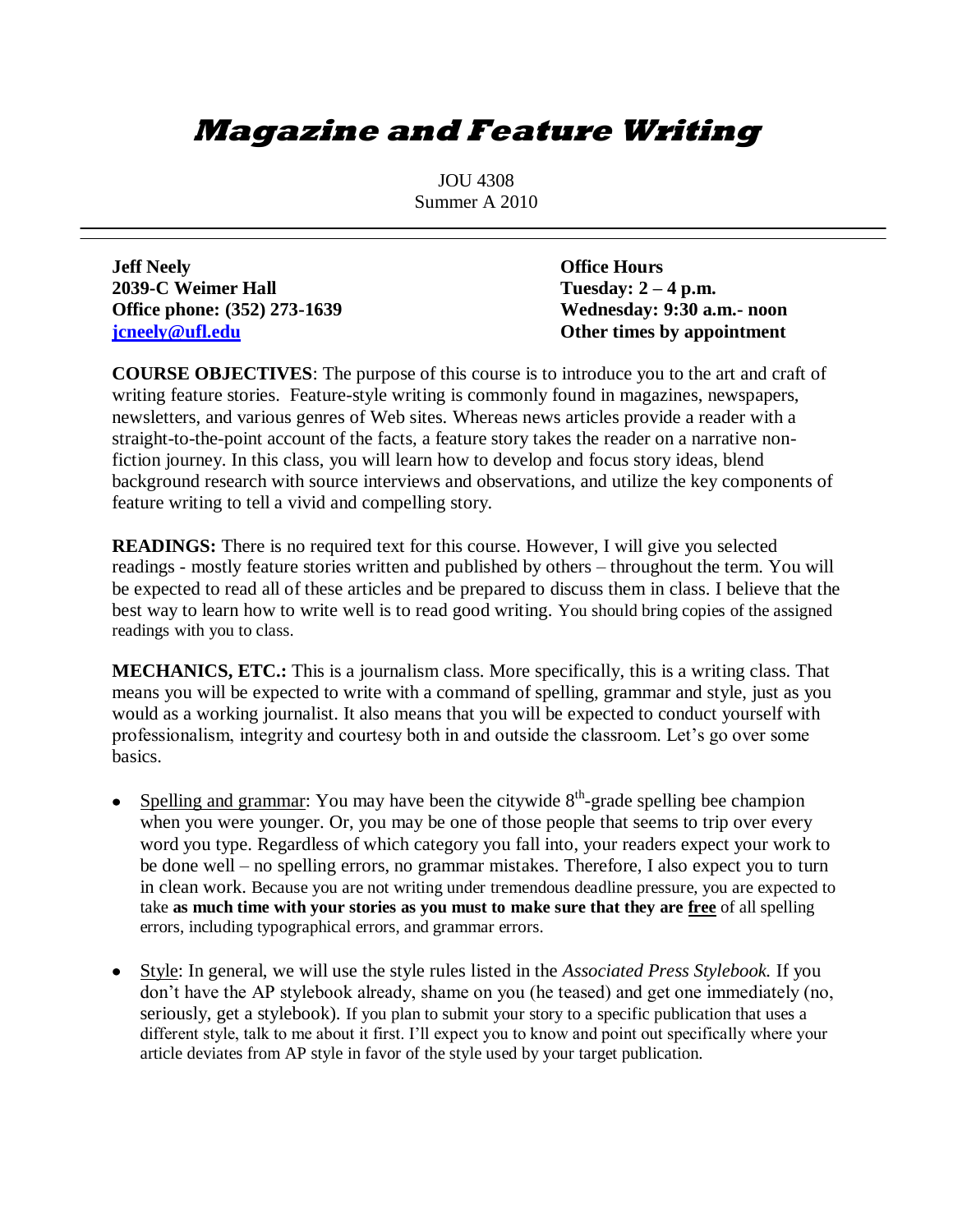# Magazine and Feature Writing

JOU 4308
Summer A 2010

---

**Jeff Neely**
**2039-C Weimer Hall**
**Office phone: (352) 273-1639**
**[jcneely@ufl.edu](mailto:jcneely@ufl.edu)**

**Office Hours**
**Tuesday: 2 – 4 p.m.**
**Wednesday: 9:30 a.m.- noon**
**Other times by appointment**

**COURSE OBJECTIVES**: The purpose of this course is to introduce you to the art and craft of writing feature stories. Feature-style writing is commonly found in magazines, newspapers, newsletters, and various genres of Web sites. Whereas news articles provide a reader with a straight-to-the-point account of the facts, a feature story takes the reader on a narrative non-fiction journey. In this class, you will learn how to develop and focus story ideas, blend background research with source interviews and observations, and utilize the key components of feature writing to tell a vivid and compelling story.

**READINGS:** There is no required text for this course. However, I will give you selected readings - mostly feature stories written and published by others – throughout the term. You will be expected to read all of these articles and be prepared to discuss them in class. I believe that the best way to learn how to write well is to read good writing. You should bring copies of the assigned readings with you to class.

**MECHANICS, ETC.:** This is a journalism class. More specifically, this is a writing class. That means you will be expected to write with a command of spelling, grammar and style, just as you would as a working journalist. It also means that you will be expected to conduct yourself with professionalism, integrity and courtesy both in and outside the classroom. Let's go over some basics.

- Spelling and grammar: You may have been the citywide 8th-grade spelling bee champion when you were younger. Or, you may be one of those people that seems to trip over every word you type. Regardless of which category you fall into, your readers expect your work to be done well – no spelling errors, no grammar mistakes. Therefore, I also expect you to turn in clean work. Because you are not writing under tremendous deadline pressure, you are expected to take **as much time with your stories as you must to make sure that they are free** of all spelling errors, including typographical errors, and grammar errors.

- Style: In general, we will use the style rules listed in the *Associated Press Stylebook.* If you don't have the AP stylebook already, shame on you (he teased) and get one immediately (no, seriously, get a stylebook). If you plan to submit your story to a specific publication that uses a different style, talk to me about it first. I'll expect you to know and point out specifically where your article deviates from AP style in favor of the style used by your target publication.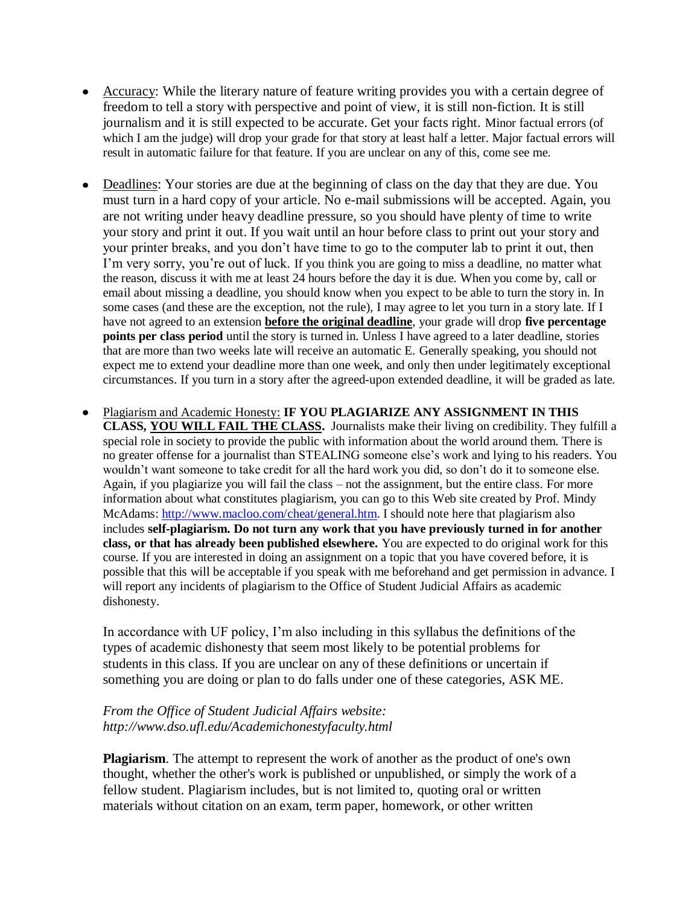- Accuracy: While the literary nature of feature writing provides you with a certain degree of freedom to tell a story with perspective and point of view, it is still non-fiction. It is still journalism and it is still expected to be accurate. Get your facts right. Minor factual errors (of which I am the judge) will drop your grade for that story at least half a letter. Major factual errors will result in automatic failure for that feature. If you are unclear on any of this, come see me.

- Deadlines: Your stories are due at the beginning of class on the day that they are due. You must turn in a hard copy of your article. No e-mail submissions will be accepted. Again, you are not writing under heavy deadline pressure, so you should have plenty of time to write your story and print it out. If you wait until an hour before class to print out your story and your printer breaks, and you don't have time to go to the computer lab to print it out, then I'm very sorry, you're out of luck. If you think you are going to miss a deadline, no matter what the reason, discuss it with me at least 24 hours before the day it is due. When you come by, call or email about missing a deadline, you should know when you expect to be able to turn the story in. In some cases (and these are the exception, not the rule), I may agree to let you turn in a story late. If I have not agreed to an extension **before the original deadline**, your grade will drop **five percentage points per class period** until the story is turned in. Unless I have agreed to a later deadline, stories that are more than two weeks late will receive an automatic E. Generally speaking, you should not expect me to extend your deadline more than one week, and only then under legitimately exceptional circumstances. If you turn in a story after the agreed-upon extended deadline, it will be graded as late.

- Plagiarism and Academic Honesty: **IF YOU PLAGIARIZE ANY ASSIGNMENT IN THIS CLASS, YOU WILL FAIL THE CLASS.** Journalists make their living on credibility. They fulfill a special role in society to provide the public with information about the world around them. There is no greater offense for a journalist than STEALING someone else's work and lying to his readers. You wouldn't want someone to take credit for all the hard work you did, so don't do it to someone else. Again, if you plagiarize you will fail the class – not the assignment, but the entire class. For more information about what constitutes plagiarism, you can go to this Web site created by Prof. Mindy McAdams: http://www.macloo.com/cheat/general.htm. I should note here that plagiarism also includes **self-plagiarism. Do not turn any work that you have previously turned in for another class, or that has already been published elsewhere.** You are expected to do original work for this course. If you are interested in doing an assignment on a topic that you have covered before, it is possible that this will be acceptable if you speak with me beforehand and get permission in advance. I will report any incidents of plagiarism to the Office of Student Judicial Affairs as academic dishonesty.

  In accordance with UF policy, I'm also including in this syllabus the definitions of the types of academic dishonesty that seem most likely to be potential problems for students in this class. If you are unclear on any of these definitions or uncertain if something you are doing or plan to do falls under one of these categories, ASK ME.

  *From the Office of Student Judicial Affairs website: http://www.dso.ufl.edu/Academichonestyfaculty.html*

  **Plagiarism**. The attempt to represent the work of another as the product of one's own thought, whether the other's work is published or unpublished, or simply the work of a fellow student. Plagiarism includes, but is not limited to, quoting oral or written materials without citation on an exam, term paper, homework, or other written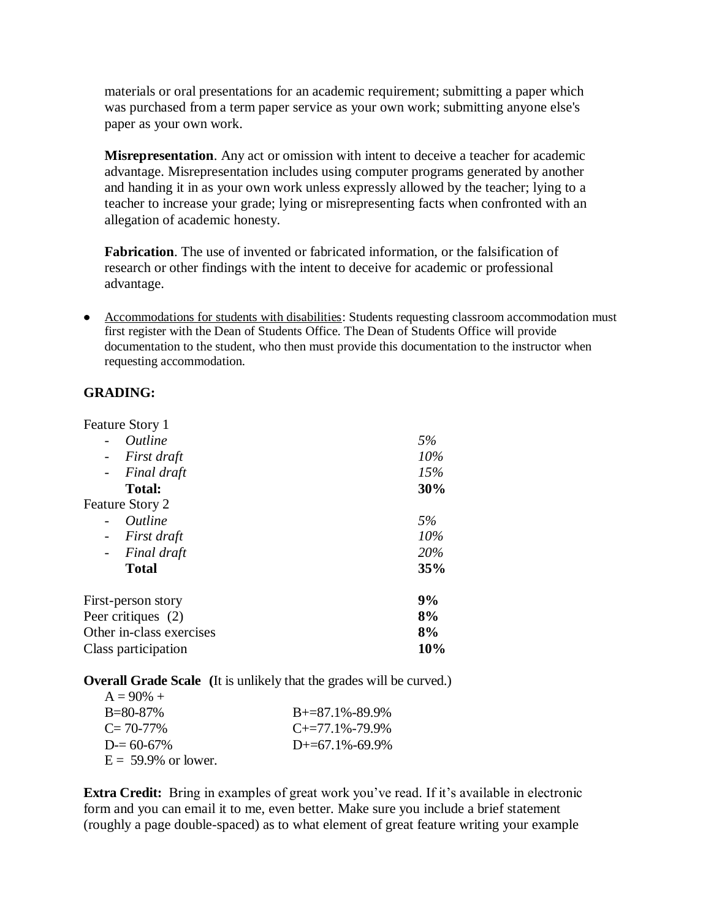materials or oral presentations for an academic requirement; submitting a paper which was purchased from a term paper service as your own work; submitting anyone else's paper as your own work.

**Misrepresentation**. Any act or omission with intent to deceive a teacher for academic advantage. Misrepresentation includes using computer programs generated by another and handing it in as your own work unless expressly allowed by the teacher; lying to a teacher to increase your grade; lying or misrepresenting facts when confronted with an allegation of academic honesty.

**Fabrication**. The use of invented or fabricated information, or the falsification of research or other findings with the intent to deceive for academic or professional advantage.

- Accommodations for students with disabilities: Students requesting classroom accommodation must first register with the Dean of Students Office. The Dean of Students Office will provide documentation to the student, who then must provide this documentation to the instructor when requesting accommodation.

**GRADING:**

| | |
|---|---|
| Feature Story 1 | |
| - *Outline* | *5%* |
| - *First draft* | *10%* |
| - *Final draft* | *15%* |
| **Total:** | **30%** |
| Feature Story 2 | |
| - *Outline* | *5%* |
| - *First draft* | *10%* |
| - *Final draft* | *20%* |
| **Total** | **35%** |
| First-person story | **9%** |
| Peer critiques (2) | **8%** |
| Other in-class exercises | **8%** |
| Class participation | **10%** |

**Overall Grade Scale (**It is unlikely that the grades will be curved.)

| | |
|---|---|
| A = 90% + | |
| B=80-87% | B+=87.1%-89.9% |
| C= 70-77% | C+=77.1%-79.9% |
| D-= 60-67% | D+=67.1%-69.9% |
| E = 59.9% or lower. | |

**Extra Credit:** Bring in examples of great work you've read. If it's available in electronic form and you can email it to me, even better. Make sure you include a brief statement (roughly a page double-spaced) as to what element of great feature writing your example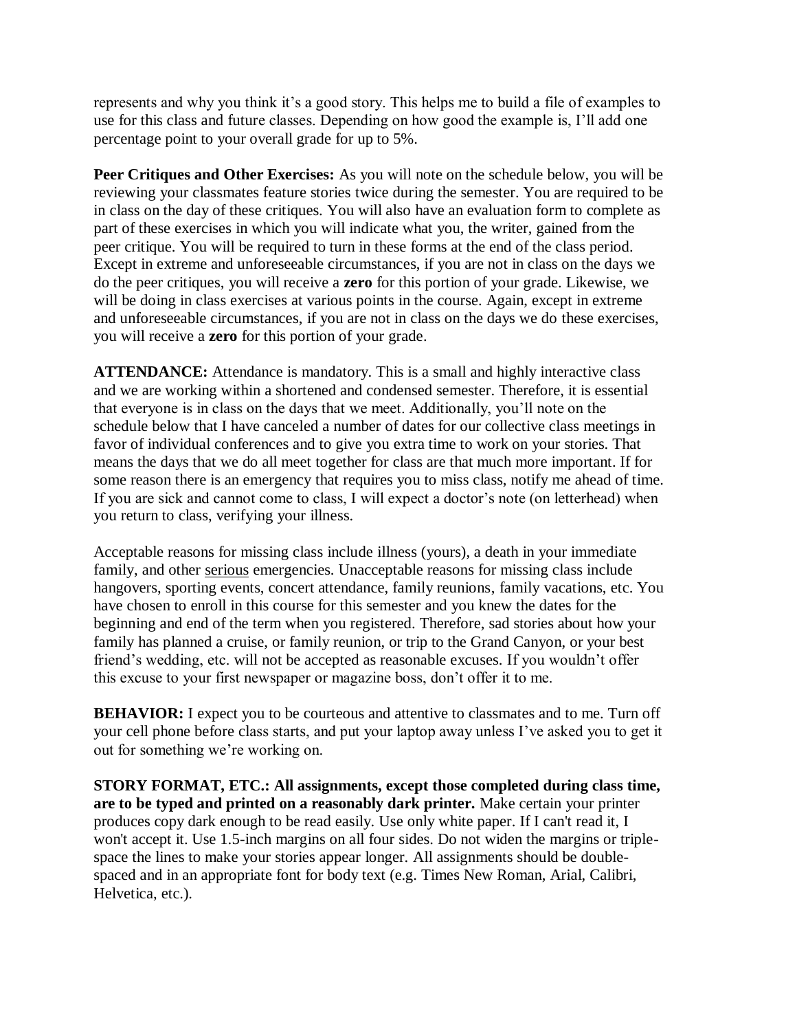represents and why you think it's a good story. This helps me to build a file of examples to use for this class and future classes. Depending on how good the example is, I'll add one percentage point to your overall grade for up to 5%.

**Peer Critiques and Other Exercises:** As you will note on the schedule below, you will be reviewing your classmates feature stories twice during the semester. You are required to be in class on the day of these critiques. You will also have an evaluation form to complete as part of these exercises in which you will indicate what you, the writer, gained from the peer critique. You will be required to turn in these forms at the end of the class period. Except in extreme and unforeseeable circumstances, if you are not in class on the days we do the peer critiques, you will receive a **zero** for this portion of your grade. Likewise, we will be doing in class exercises at various points in the course. Again, except in extreme and unforeseeable circumstances, if you are not in class on the days we do these exercises, you will receive a **zero** for this portion of your grade.

**ATTENDANCE:** Attendance is mandatory. This is a small and highly interactive class and we are working within a shortened and condensed semester. Therefore, it is essential that everyone is in class on the days that we meet. Additionally, you'll note on the schedule below that I have canceled a number of dates for our collective class meetings in favor of individual conferences and to give you extra time to work on your stories. That means the days that we do all meet together for class are that much more important. If for some reason there is an emergency that requires you to miss class, notify me ahead of time. If you are sick and cannot come to class, I will expect a doctor's note (on letterhead) when you return to class, verifying your illness.

Acceptable reasons for missing class include illness (yours), a death in your immediate family, and other <u>serious</u> emergencies. Unacceptable reasons for missing class include hangovers, sporting events, concert attendance, family reunions, family vacations, etc. You have chosen to enroll in this course for this semester and you knew the dates for the beginning and end of the term when you registered. Therefore, sad stories about how your family has planned a cruise, or family reunion, or trip to the Grand Canyon, or your best friend's wedding, etc. will not be accepted as reasonable excuses. If you wouldn't offer this excuse to your first newspaper or magazine boss, don't offer it to me.

**BEHAVIOR:** I expect you to be courteous and attentive to classmates and to me. Turn off your cell phone before class starts, and put your laptop away unless I've asked you to get it out for something we're working on.

**STORY FORMAT, ETC.: All assignments, except those completed during class time, are to be typed and printed on a reasonably dark printer.** Make certain your printer produces copy dark enough to be read easily. Use only white paper. If I can't read it, I won't accept it. Use 1.5-inch margins on all four sides. Do not widen the margins or triple-space the lines to make your stories appear longer. All assignments should be double-spaced and in an appropriate font for body text (e.g. Times New Roman, Arial, Calibri, Helvetica, etc.).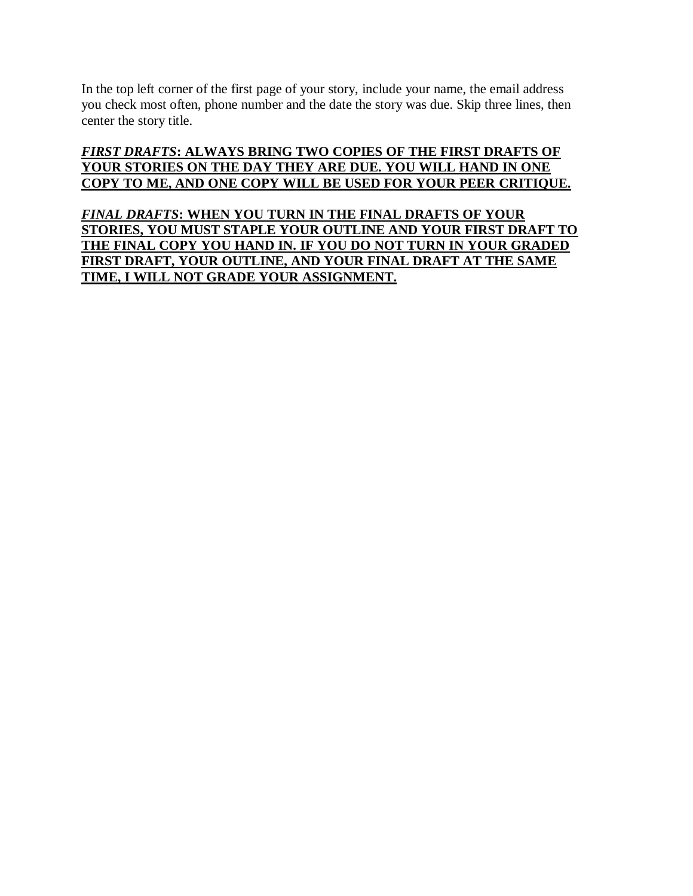In the top left corner of the first page of your story, include your name, the email address you check most often, phone number and the date the story was due. Skip three lines, then center the story title.

***FIRST DRAFTS*: ALWAYS BRING TWO COPIES OF THE FIRST DRAFTS OF YOUR STORIES ON THE DAY THEY ARE DUE. YOU WILL HAND IN ONE COPY TO ME, AND ONE COPY WILL BE USED FOR YOUR PEER CRITIQUE.**

***FINAL DRAFTS*: WHEN YOU TURN IN THE FINAL DRAFTS OF YOUR STORIES, YOU MUST STAPLE YOUR OUTLINE AND YOUR FIRST DRAFT TO THE FINAL COPY YOU HAND IN. IF YOU DO NOT TURN IN YOUR GRADED FIRST DRAFT, YOUR OUTLINE, AND YOUR FINAL DRAFT AT THE SAME TIME, I WILL NOT GRADE YOUR ASSIGNMENT.**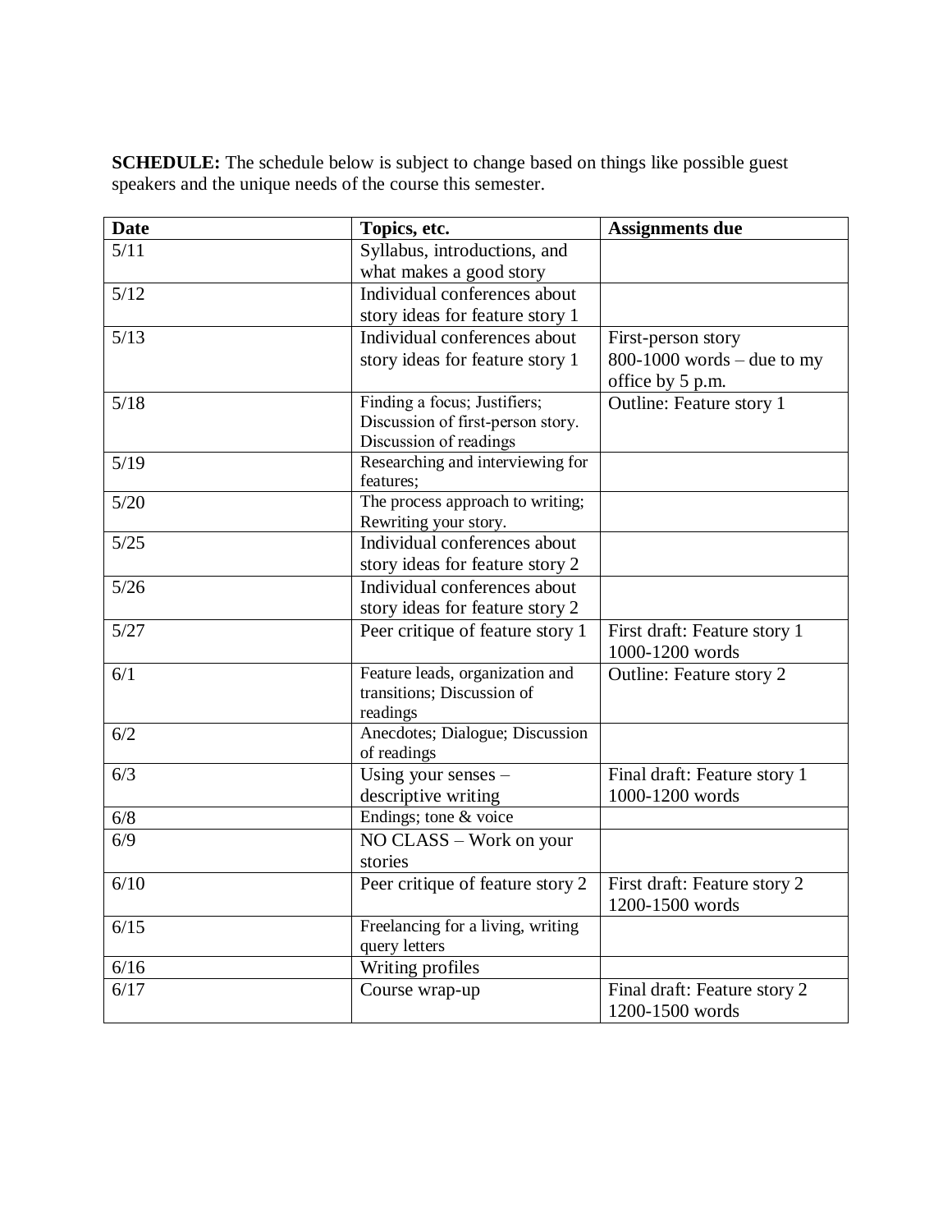**SCHEDULE:** The schedule below is subject to change based on things like possible guest speakers and the unique needs of the course this semester.

| Date | Topics, etc. | Assignments due |
|---|---|---|
| 5/11 | Syllabus, introductions, and what makes a good story | |
| 5/12 | Individual conferences about story ideas for feature story 1 | |
| 5/13 | Individual conferences about story ideas for feature story 1 | First-person story 800-1000 words – due to my office by 5 p.m. |
| 5/18 | Finding a focus; Justifiers; Discussion of first-person story. Discussion of readings | Outline: Feature story 1 |
| 5/19 | Researching and interviewing for features; | |
| 5/20 | The process approach to writing; Rewriting your story. | |
| 5/25 | Individual conferences about story ideas for feature story 2 | |
| 5/26 | Individual conferences about story ideas for feature story 2 | |
| 5/27 | Peer critique of feature story 1 | First draft: Feature story 1 1000-1200 words |
| 6/1 | Feature leads, organization and transitions; Discussion of readings | Outline: Feature story 2 |
| 6/2 | Anecdotes; Dialogue; Discussion of readings | |
| 6/3 | Using your senses – descriptive writing | Final draft: Feature story 1 1000-1200 words |
| 6/8 | Endings; tone & voice | |
| 6/9 | NO CLASS – Work on your stories | |
| 6/10 | Peer critique of feature story 2 | First draft: Feature story 2 1200-1500 words |
| 6/15 | Freelancing for a living, writing query letters | |
| 6/16 | Writing profiles | |
| 6/17 | Course wrap-up | Final draft: Feature story 2 1200-1500 words |